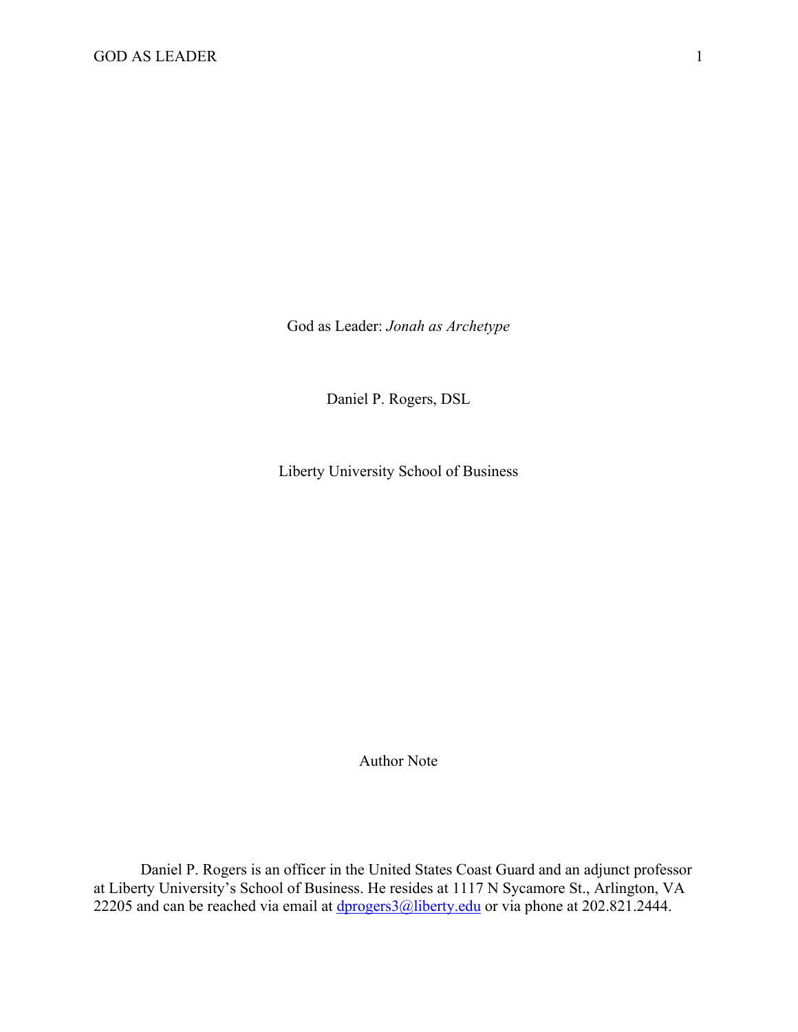# God as Leader: *Jonah as Archetype*

Daniel P. Rogers, DSL

Liberty University School of Business

Author Note

Daniel P. Rogers is an officer in the United States Coast Guard and an adjunct professor at Liberty University's School of Business. He resides at 1117 N Sycamore St., Arlington, VA 22205 and can be reached via email at dprogers3@liberty.edu or via phone at 202.821.2444.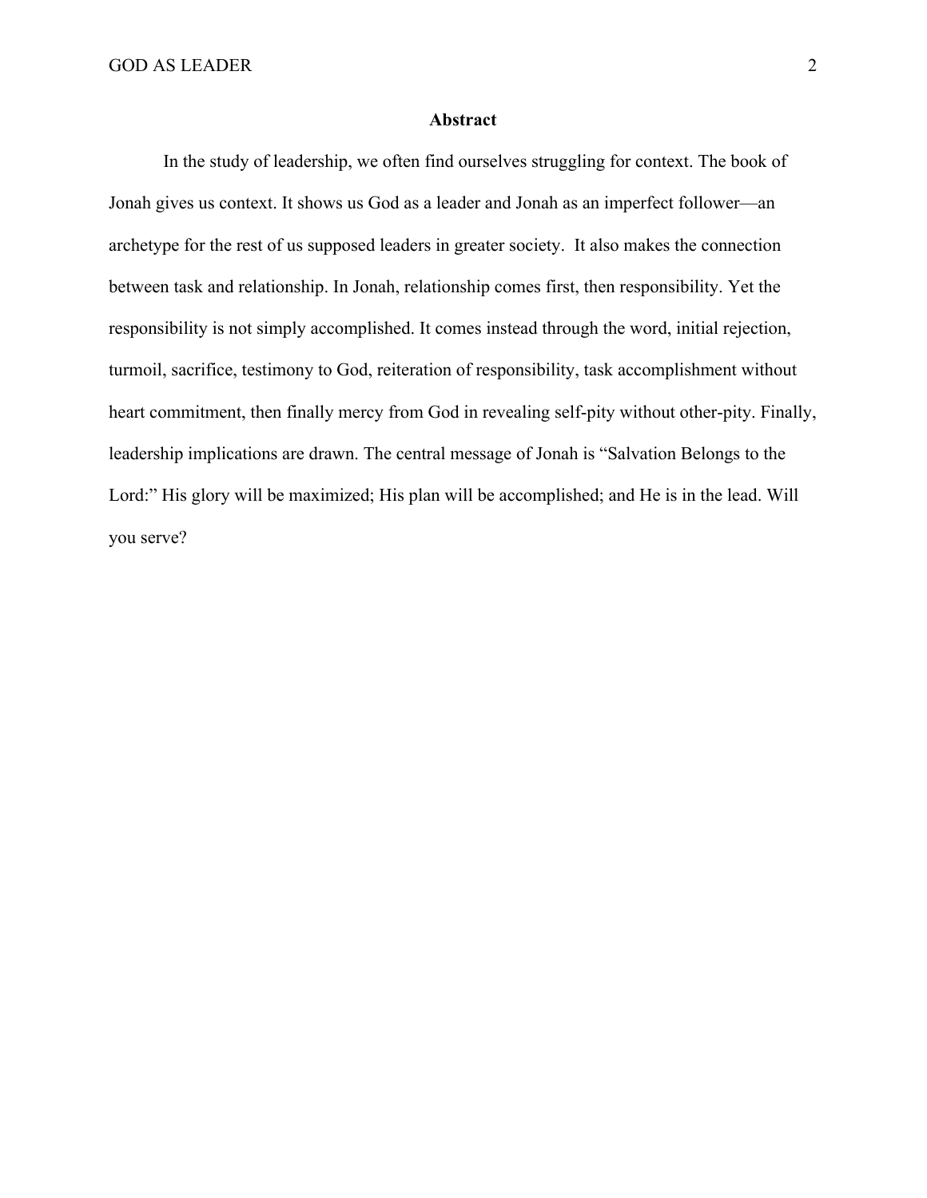## Abstract

In the study of leadership, we often find ourselves struggling for context. The book of Jonah gives us context. It shows us God as a leader and Jonah as an imperfect follower—an archetype for the rest of us supposed leaders in greater society. It also makes the connection between task and relationship. In Jonah, relationship comes first, then responsibility. Yet the responsibility is not simply accomplished. It comes instead through the word, initial rejection, turmoil, sacrifice, testimony to God, reiteration of responsibility, task accomplishment without heart commitment, then finally mercy from God in revealing self-pity without other-pity. Finally, leadership implications are drawn. The central message of Jonah is "Salvation Belongs to the Lord:" His glory will be maximized; His plan will be accomplished; and He is in the lead. Will you serve?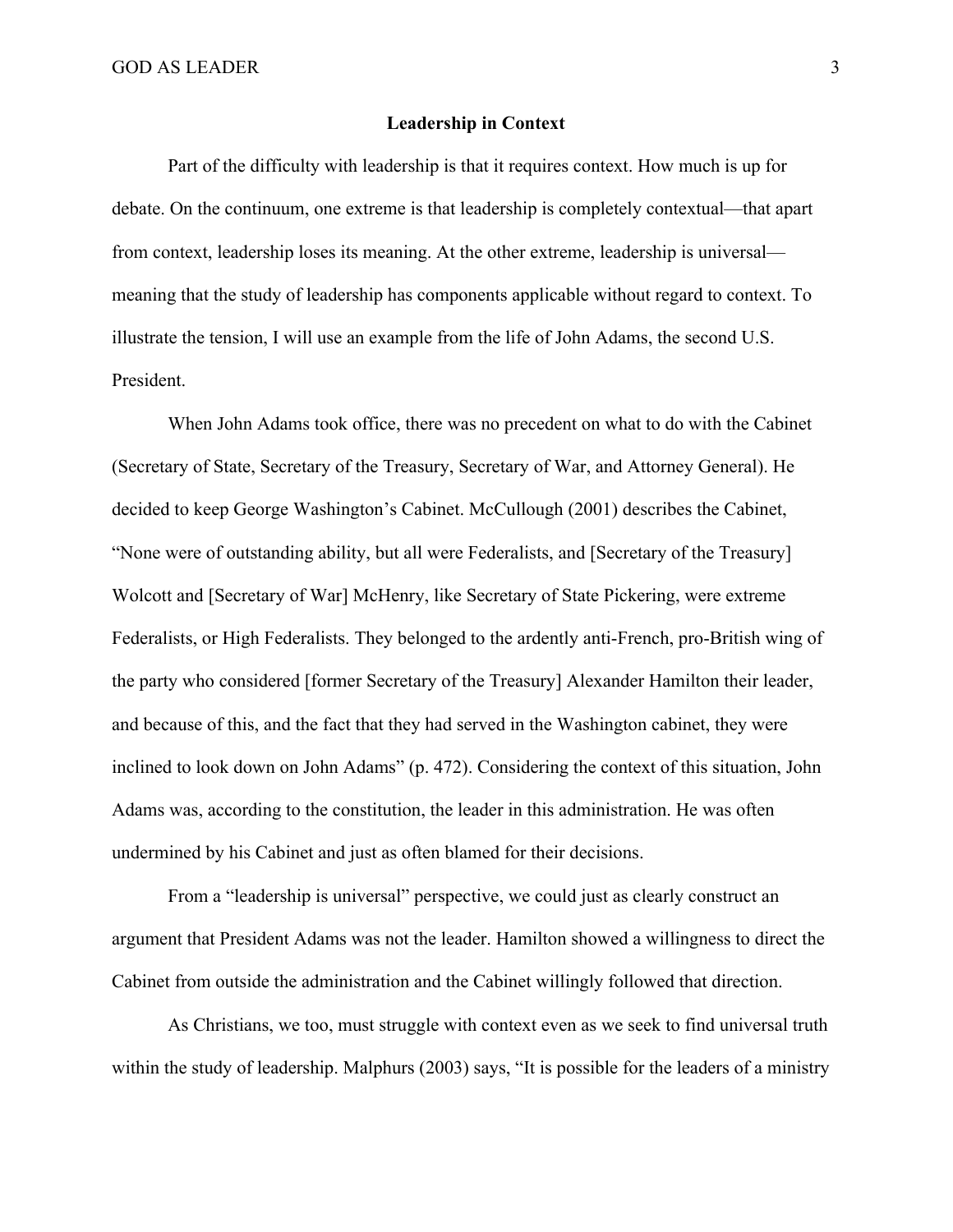## Leadership in Context

Part of the difficulty with leadership is that it requires context. How much is up for debate. On the continuum, one extreme is that leadership is completely contextual—that apart from context, leadership loses its meaning. At the other extreme, leadership is universal—meaning that the study of leadership has components applicable without regard to context. To illustrate the tension, I will use an example from the life of John Adams, the second U.S. President.

When John Adams took office, there was no precedent on what to do with the Cabinet (Secretary of State, Secretary of the Treasury, Secretary of War, and Attorney General). He decided to keep George Washington's Cabinet. McCullough (2001) describes the Cabinet, "None were of outstanding ability, but all were Federalists, and [Secretary of the Treasury] Wolcott and [Secretary of War] McHenry, like Secretary of State Pickering, were extreme Federalists, or High Federalists. They belonged to the ardently anti-French, pro-British wing of the party who considered [former Secretary of the Treasury] Alexander Hamilton their leader, and because of this, and the fact that they had served in the Washington cabinet, they were inclined to look down on John Adams" (p. 472). Considering the context of this situation, John Adams was, according to the constitution, the leader in this administration. He was often undermined by his Cabinet and just as often blamed for their decisions.

From a "leadership is universal" perspective, we could just as clearly construct an argument that President Adams was not the leader. Hamilton showed a willingness to direct the Cabinet from outside the administration and the Cabinet willingly followed that direction.

As Christians, we too, must struggle with context even as we seek to find universal truth within the study of leadership. Malphurs (2003) says, "It is possible for the leaders of a ministry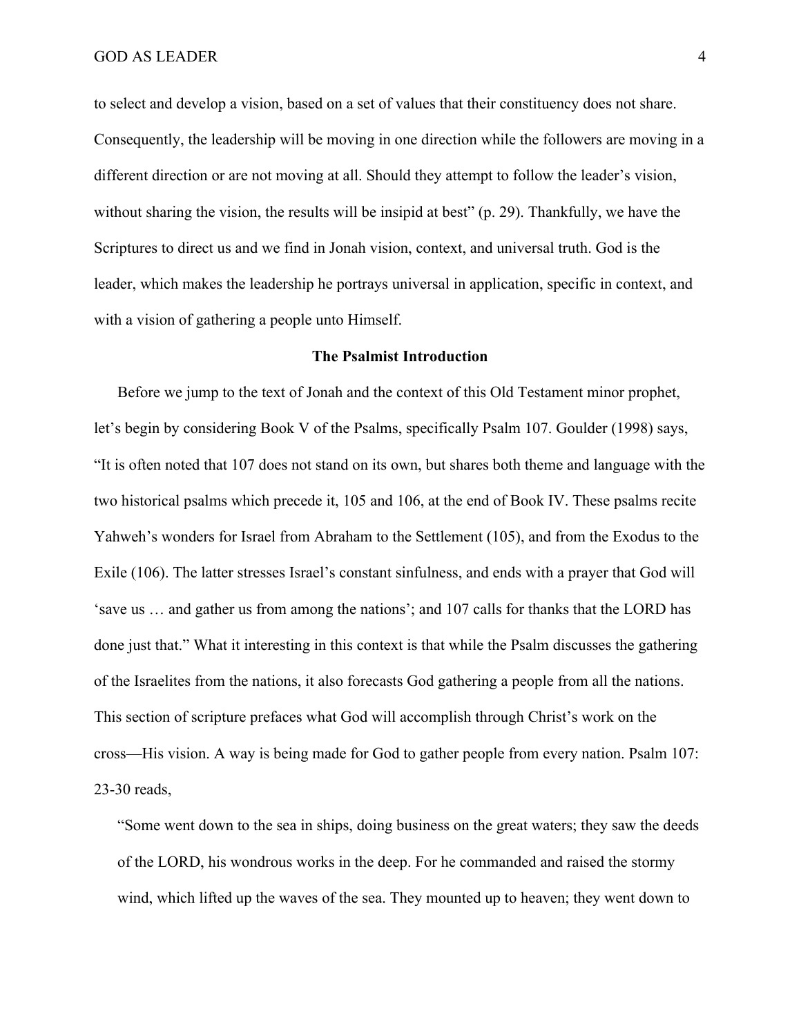to select and develop a vision, based on a set of values that their constituency does not share. Consequently, the leadership will be moving in one direction while the followers are moving in a different direction or are not moving at all. Should they attempt to follow the leader's vision, without sharing the vision, the results will be insipid at best" (p. 29). Thankfully, we have the Scriptures to direct us and we find in Jonah vision, context, and universal truth. God is the leader, which makes the leadership he portrays universal in application, specific in context, and with a vision of gathering a people unto Himself.

## The Psalmist Introduction

Before we jump to the text of Jonah and the context of this Old Testament minor prophet, let's begin by considering Book V of the Psalms, specifically Psalm 107. Goulder (1998) says, "It is often noted that 107 does not stand on its own, but shares both theme and language with the two historical psalms which precede it, 105 and 106, at the end of Book IV. These psalms recite Yahweh's wonders for Israel from Abraham to the Settlement (105), and from the Exodus to the Exile (106). The latter stresses Israel's constant sinfulness, and ends with a prayer that God will 'save us … and gather us from among the nations'; and 107 calls for thanks that the LORD has done just that." What it interesting in this context is that while the Psalm discusses the gathering of the Israelites from the nations, it also forecasts God gathering a people from all the nations. This section of scripture prefaces what God will accomplish through Christ's work on the cross—His vision. A way is being made for God to gather people from every nation. Psalm 107: 23-30 reads,

> "Some went down to the sea in ships, doing business on the great waters; they saw the deeds of the LORD, his wondrous works in the deep. For he commanded and raised the stormy wind, which lifted up the waves of the sea. They mounted up to heaven; they went down to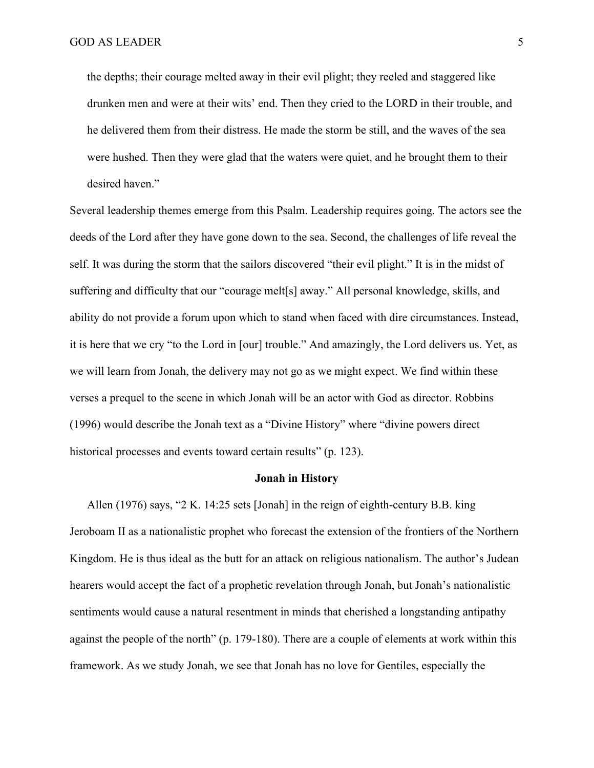> the depths; their courage melted away in their evil plight; they reeled and staggered like drunken men and were at their wits' end. Then they cried to the LORD in their trouble, and he delivered them from their distress. He made the storm be still, and the waves of the sea were hushed. Then they were glad that the waters were quiet, and he brought them to their desired haven."

Several leadership themes emerge from this Psalm. Leadership requires going. The actors see the deeds of the Lord after they have gone down to the sea. Second, the challenges of life reveal the self. It was during the storm that the sailors discovered "their evil plight." It is in the midst of suffering and difficulty that our "courage melt[s] away." All personal knowledge, skills, and ability do not provide a forum upon which to stand when faced with dire circumstances. Instead, it is here that we cry "to the Lord in [our] trouble." And amazingly, the Lord delivers us. Yet, as we will learn from Jonah, the delivery may not go as we might expect. We find within these verses a prequel to the scene in which Jonah will be an actor with God as director. Robbins (1996) would describe the Jonah text as a "Divine History" where "divine powers direct historical processes and events toward certain results" (p. 123).

**Jonah in History**

Allen (1976) says, "2 K. 14:25 sets [Jonah] in the reign of eighth-century B.B. king Jeroboam II as a nationalistic prophet who forecast the extension of the frontiers of the Northern Kingdom. He is thus ideal as the butt for an attack on religious nationalism. The author's Judean hearers would accept the fact of a prophetic revelation through Jonah, but Jonah's nationalistic sentiments would cause a natural resentment in minds that cherished a longstanding antipathy against the people of the north" (p. 179-180). There are a couple of elements at work within this framework. As we study Jonah, we see that Jonah has no love for Gentiles, especially the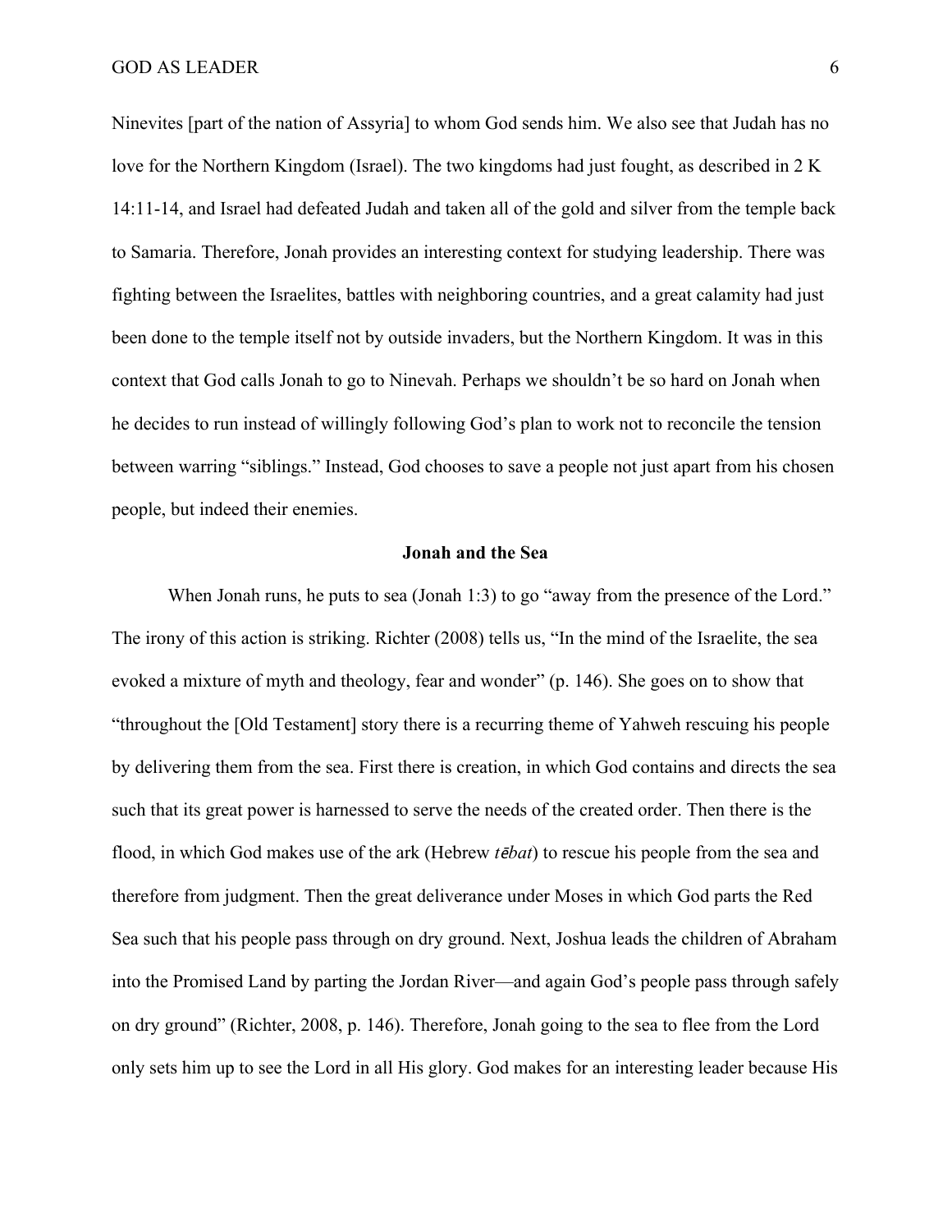Ninevites [part of the nation of Assyria] to whom God sends him. We also see that Judah has no love for the Northern Kingdom (Israel). The two kingdoms had just fought, as described in 2 K 14:11-14, and Israel had defeated Judah and taken all of the gold and silver from the temple back to Samaria. Therefore, Jonah provides an interesting context for studying leadership. There was fighting between the Israelites, battles with neighboring countries, and a great calamity had just been done to the temple itself not by outside invaders, but the Northern Kingdom. It was in this context that God calls Jonah to go to Nineveh. Perhaps we shouldn't be so hard on Jonah when he decides to run instead of willingly following God's plan to work not to reconcile the tension between warring "siblings." Instead, God chooses to save a people not just apart from his chosen people, but indeed their enemies.

**Jonah and the Sea**

When Jonah runs, he puts to sea (Jonah 1:3) to go "away from the presence of the Lord." The irony of this action is striking. Richter (2008) tells us, "In the mind of the Israelite, the sea evoked a mixture of myth and theology, fear and wonder" (p. 146). She goes on to show that "throughout the [Old Testament] story there is a recurring theme of Yahweh rescuing his people by delivering them from the sea. First there is creation, in which God contains and directs the sea such that its great power is harnessed to serve the needs of the created order. Then there is the flood, in which God makes use of the ark (Hebrew *tēbat*) to rescue his people from the sea and therefore from judgment. Then the great deliverance under Moses in which God parts the Red Sea such that his people pass through on dry ground. Next, Joshua leads the children of Abraham into the Promised Land by parting the Jordan River—and again God's people pass through safely on dry ground" (Richter, 2008, p. 146). Therefore, Jonah going to the sea to flee from the Lord only sets him up to see the Lord in all His glory. God makes for an interesting leader because His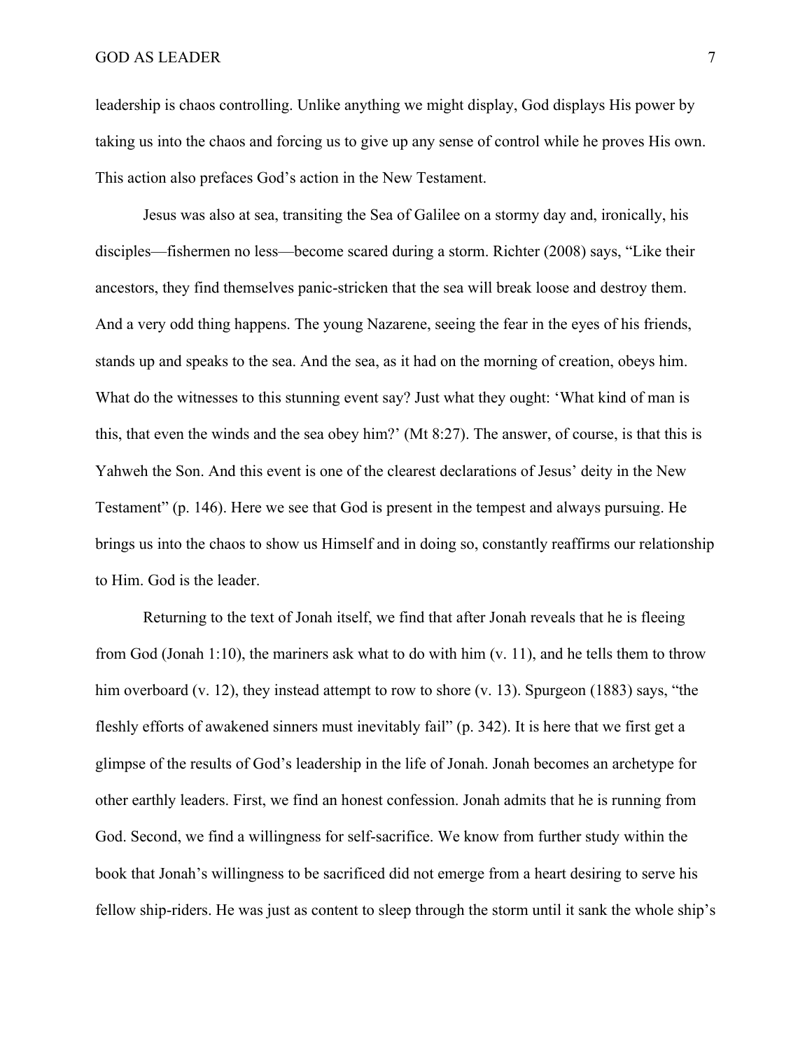leadership is chaos controlling. Unlike anything we might display, God displays His power by taking us into the chaos and forcing us to give up any sense of control while he proves His own. This action also prefaces God's action in the New Testament.

Jesus was also at sea, transiting the Sea of Galilee on a stormy day and, ironically, his disciples—fishermen no less—become scared during a storm. Richter (2008) says, "Like their ancestors, they find themselves panic-stricken that the sea will break loose and destroy them. And a very odd thing happens. The young Nazarene, seeing the fear in the eyes of his friends, stands up and speaks to the sea. And the sea, as it had on the morning of creation, obeys him. What do the witnesses to this stunning event say? Just what they ought: 'What kind of man is this, that even the winds and the sea obey him?' (Mt 8:27). The answer, of course, is that this is Yahweh the Son. And this event is one of the clearest declarations of Jesus' deity in the New Testament" (p. 146). Here we see that God is present in the tempest and always pursuing. He brings us into the chaos to show us Himself and in doing so, constantly reaffirms our relationship to Him. God is the leader.

Returning to the text of Jonah itself, we find that after Jonah reveals that he is fleeing from God (Jonah 1:10), the mariners ask what to do with him (v. 11), and he tells them to throw him overboard (v. 12), they instead attempt to row to shore (v. 13). Spurgeon (1883) says, "the fleshly efforts of awakened sinners must inevitably fail" (p. 342). It is here that we first get a glimpse of the results of God's leadership in the life of Jonah. Jonah becomes an archetype for other earthly leaders. First, we find an honest confession. Jonah admits that he is running from God. Second, we find a willingness for self-sacrifice. We know from further study within the book that Jonah's willingness to be sacrificed did not emerge from a heart desiring to serve his fellow ship-riders. He was just as content to sleep through the storm until it sank the whole ship's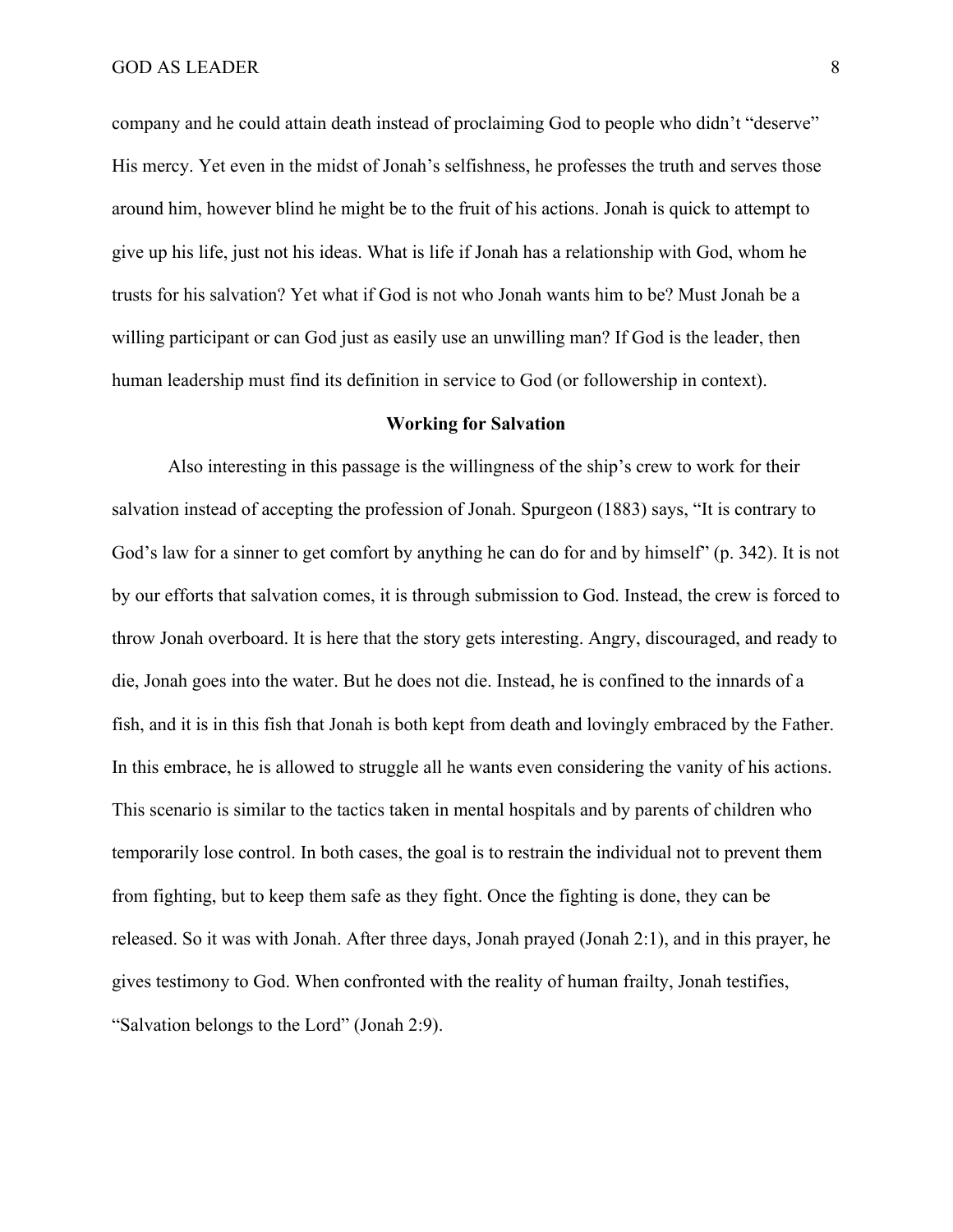company and he could attain death instead of proclaiming God to people who didn't "deserve" His mercy. Yet even in the midst of Jonah's selfishness, he professes the truth and serves those around him, however blind he might be to the fruit of his actions. Jonah is quick to attempt to give up his life, just not his ideas. What is life if Jonah has a relationship with God, whom he trusts for his salvation? Yet what if God is not who Jonah wants him to be? Must Jonah be a willing participant or can God just as easily use an unwilling man? If God is the leader, then human leadership must find its definition in service to God (or followership in context).

## Working for Salvation

Also interesting in this passage is the willingness of the ship's crew to work for their salvation instead of accepting the profession of Jonah. Spurgeon (1883) says, "It is contrary to God's law for a sinner to get comfort by anything he can do for and by himself" (p. 342). It is not by our efforts that salvation comes, it is through submission to God. Instead, the crew is forced to throw Jonah overboard. It is here that the story gets interesting. Angry, discouraged, and ready to die, Jonah goes into the water. But he does not die. Instead, he is confined to the innards of a fish, and it is in this fish that Jonah is both kept from death and lovingly embraced by the Father. In this embrace, he is allowed to struggle all he wants even considering the vanity of his actions. This scenario is similar to the tactics taken in mental hospitals and by parents of children who temporarily lose control. In both cases, the goal is to restrain the individual not to prevent them from fighting, but to keep them safe as they fight. Once the fighting is done, they can be released. So it was with Jonah. After three days, Jonah prayed (Jonah 2:1), and in this prayer, he gives testimony to God. When confronted with the reality of human frailty, Jonah testifies, "Salvation belongs to the Lord" (Jonah 2:9).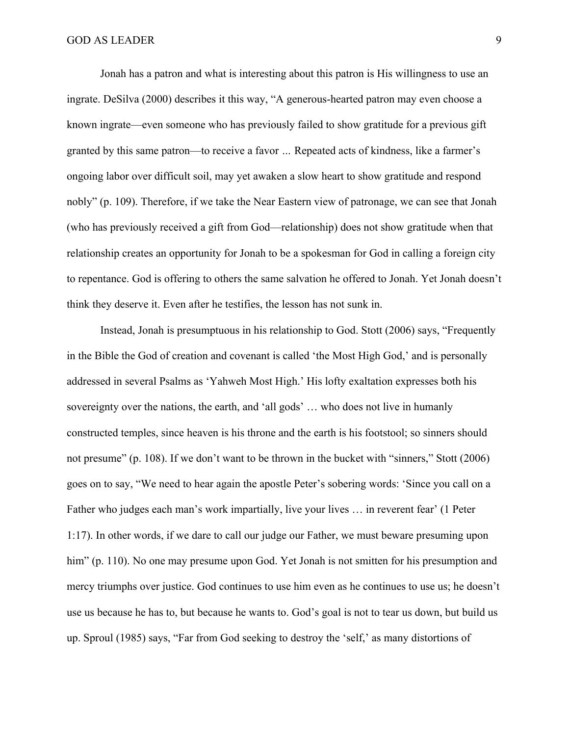Jonah has a patron and what is interesting about this patron is His willingness to use an ingrate. DeSilva (2000) describes it this way, "A generous-hearted patron may even choose a known ingrate—even someone who has previously failed to show gratitude for a previous gift granted by this same patron—to receive a favor ... Repeated acts of kindness, like a farmer's ongoing labor over difficult soil, may yet awaken a slow heart to show gratitude and respond nobly" (p. 109). Therefore, if we take the Near Eastern view of patronage, we can see that Jonah (who has previously received a gift from God—relationship) does not show gratitude when that relationship creates an opportunity for Jonah to be a spokesman for God in calling a foreign city to repentance. God is offering to others the same salvation he offered to Jonah. Yet Jonah doesn't think they deserve it. Even after he testifies, the lesson has not sunk in.

Instead, Jonah is presumptuous in his relationship to God. Stott (2006) says, "Frequently in the Bible the God of creation and covenant is called 'the Most High God,' and is personally addressed in several Psalms as 'Yahweh Most High.' His lofty exaltation expresses both his sovereignty over the nations, the earth, and 'all gods' … who does not live in humanly constructed temples, since heaven is his throne and the earth is his footstool; so sinners should not presume" (p. 108). If we don't want to be thrown in the bucket with "sinners," Stott (2006) goes on to say, "We need to hear again the apostle Peter's sobering words: 'Since you call on a Father who judges each man's work impartially, live your lives … in reverent fear' (1 Peter 1:17). In other words, if we dare to call our judge our Father, we must beware presuming upon him" (p. 110). No one may presume upon God. Yet Jonah is not smitten for his presumption and mercy triumphs over justice. God continues to use him even as he continues to use us; he doesn't use us because he has to, but because he wants to. God's goal is not to tear us down, but build us up. Sproul (1985) says, "Far from God seeking to destroy the 'self,' as many distortions of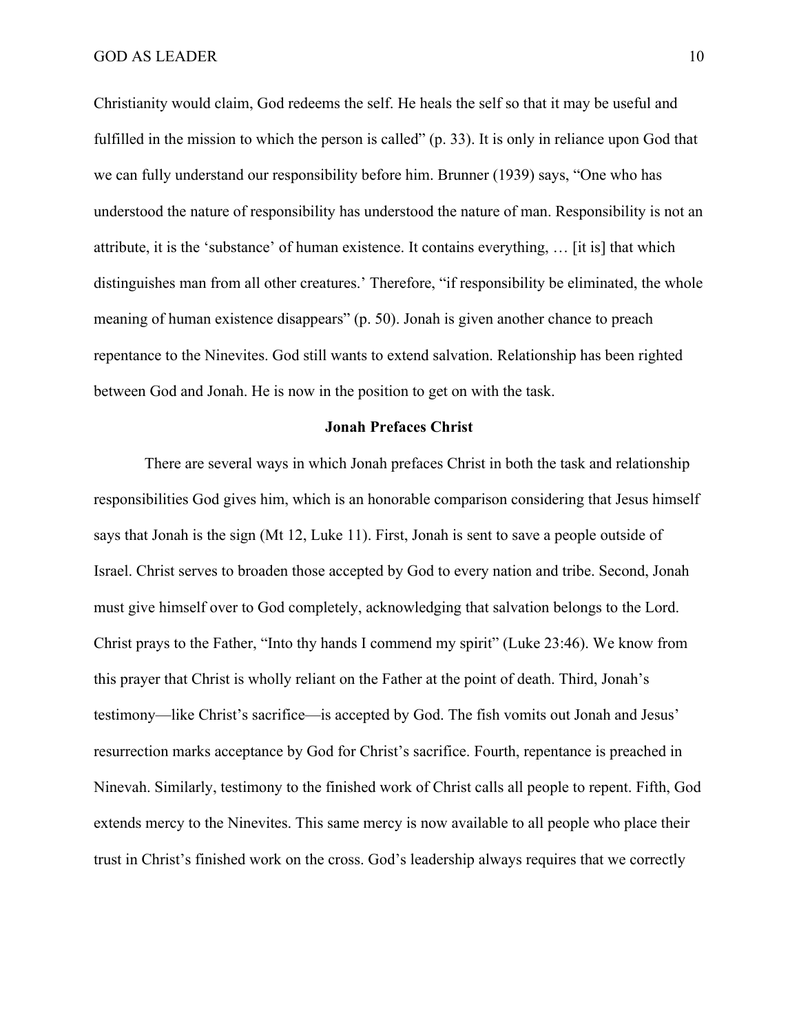Christianity would claim, God redeems the self. He heals the self so that it may be useful and fulfilled in the mission to which the person is called" (p. 33). It is only in reliance upon God that we can fully understand our responsibility before him. Brunner (1939) says, "One who has understood the nature of responsibility has understood the nature of man. Responsibility is not an attribute, it is the 'substance' of human existence. It contains everything, … [it is] that which distinguishes man from all other creatures.' Therefore, "if responsibility be eliminated, the whole meaning of human existence disappears" (p. 50). Jonah is given another chance to preach repentance to the Ninevites. God still wants to extend salvation. Relationship has been righted between God and Jonah. He is now in the position to get on with the task.

## Jonah Prefaces Christ

There are several ways in which Jonah prefaces Christ in both the task and relationship responsibilities God gives him, which is an honorable comparison considering that Jesus himself says that Jonah is the sign (Mt 12, Luke 11). First, Jonah is sent to save a people outside of Israel. Christ serves to broaden those accepted by God to every nation and tribe. Second, Jonah must give himself over to God completely, acknowledging that salvation belongs to the Lord. Christ prays to the Father, "Into thy hands I commend my spirit" (Luke 23:46). We know from this prayer that Christ is wholly reliant on the Father at the point of death. Third, Jonah's testimony—like Christ's sacrifice—is accepted by God. The fish vomits out Jonah and Jesus' resurrection marks acceptance by God for Christ's sacrifice. Fourth, repentance is preached in Ninevah. Similarly, testimony to the finished work of Christ calls all people to repent. Fifth, God extends mercy to the Ninevites. This same mercy is now available to all people who place their trust in Christ's finished work on the cross. God's leadership always requires that we correctly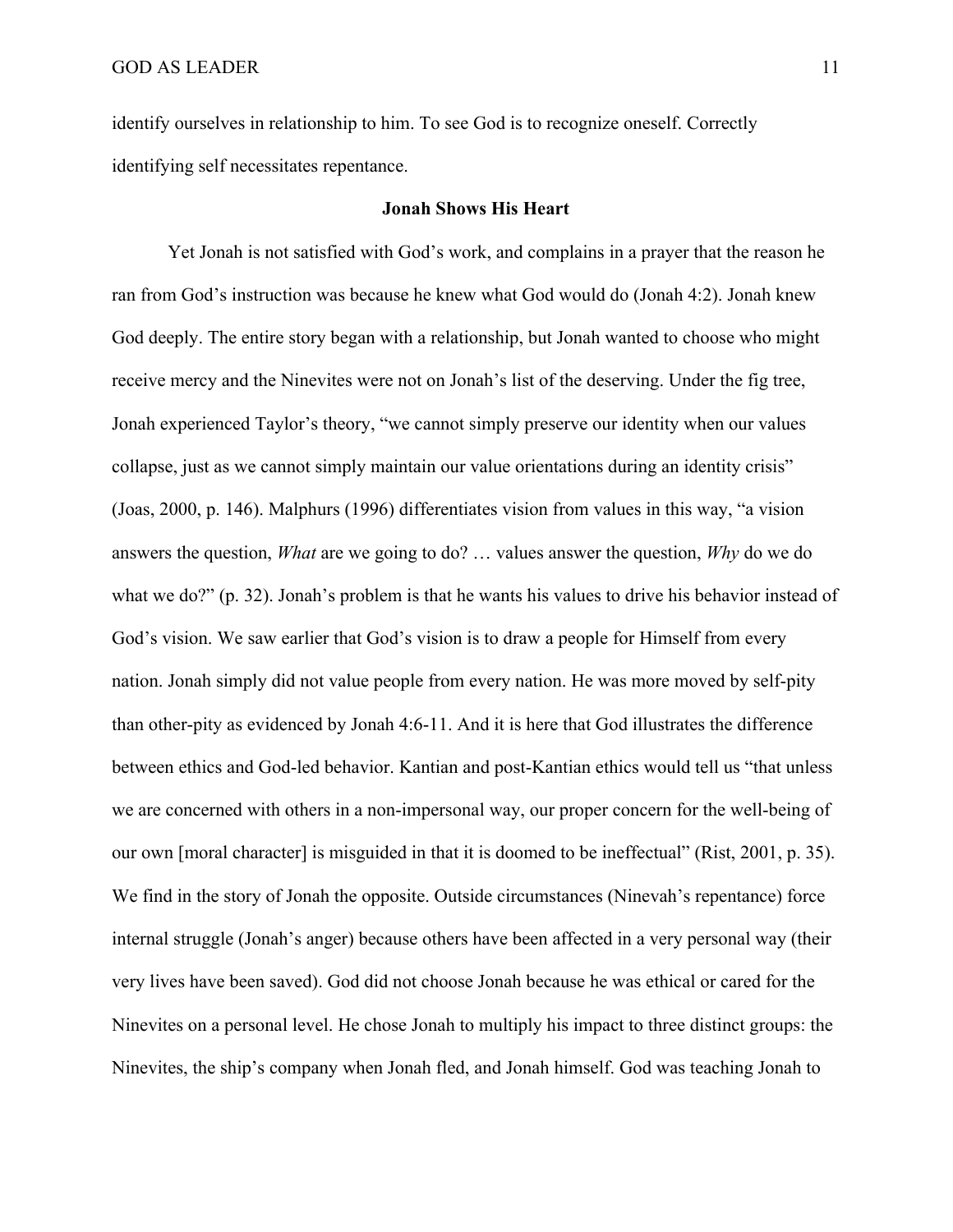identify ourselves in relationship to him. To see God is to recognize oneself. Correctly identifying self necessitates repentance.

## Jonah Shows His Heart

Yet Jonah is not satisfied with God's work, and complains in a prayer that the reason he ran from God's instruction was because he knew what God would do (Jonah 4:2). Jonah knew God deeply. The entire story began with a relationship, but Jonah wanted to choose who might receive mercy and the Ninevites were not on Jonah's list of the deserving. Under the fig tree, Jonah experienced Taylor's theory, "we cannot simply preserve our identity when our values collapse, just as we cannot simply maintain our value orientations during an identity crisis" (Joas, 2000, p. 146). Malphurs (1996) differentiates vision from values in this way, "a vision answers the question, *What* are we going to do? … values answer the question, *Why* do we do what we do?" (p. 32). Jonah's problem is that he wants his values to drive his behavior instead of God's vision. We saw earlier that God's vision is to draw a people for Himself from every nation. Jonah simply did not value people from every nation. He was more moved by self-pity than other-pity as evidenced by Jonah 4:6-11. And it is here that God illustrates the difference between ethics and God-led behavior. Kantian and post-Kantian ethics would tell us "that unless we are concerned with others in a non-impersonal way, our proper concern for the well-being of our own [moral character] is misguided in that it is doomed to be ineffectual" (Rist, 2001, p. 35). We find in the story of Jonah the opposite. Outside circumstances (Ninevah's repentance) force internal struggle (Jonah's anger) because others have been affected in a very personal way (their very lives have been saved). God did not choose Jonah because he was ethical or cared for the Ninevites on a personal level. He chose Jonah to multiply his impact to three distinct groups: the Ninevites, the ship's company when Jonah fled, and Jonah himself. God was teaching Jonah to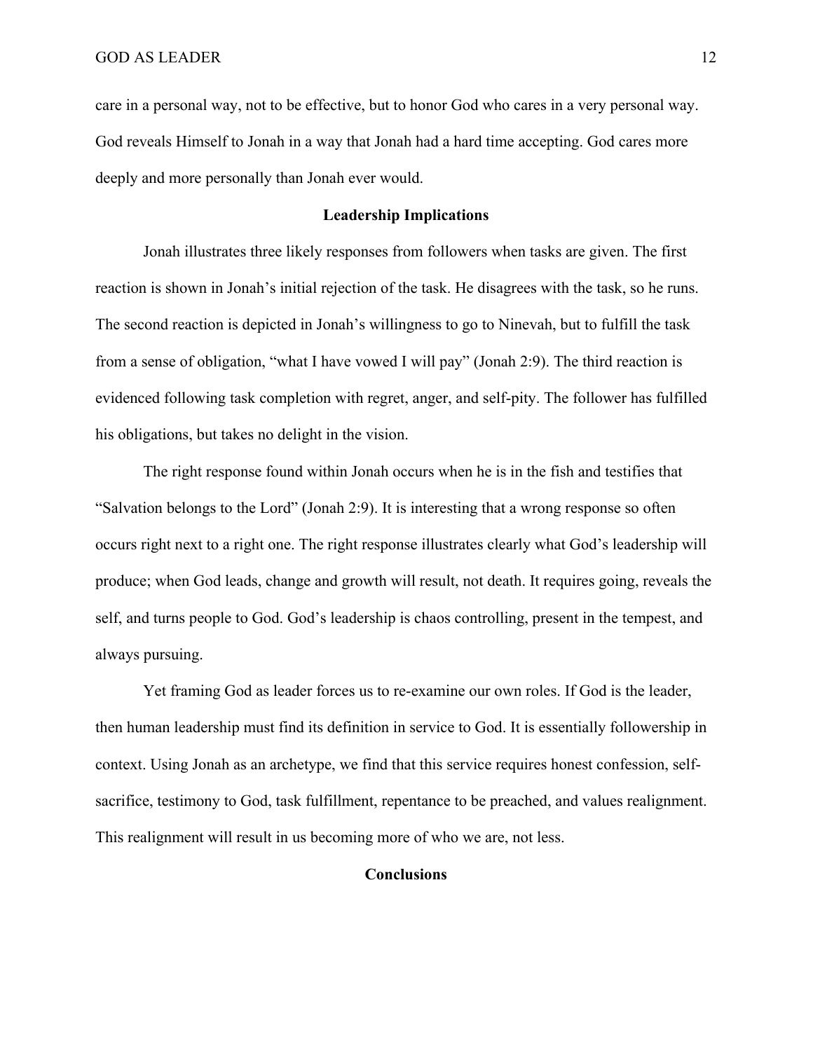care in a personal way, not to be effective, but to honor God who cares in a very personal way. God reveals Himself to Jonah in a way that Jonah had a hard time accepting. God cares more deeply and more personally than Jonah ever would.

## Leadership Implications

Jonah illustrates three likely responses from followers when tasks are given. The first reaction is shown in Jonah's initial rejection of the task. He disagrees with the task, so he runs. The second reaction is depicted in Jonah's willingness to go to Ninevah, but to fulfill the task from a sense of obligation, "what I have vowed I will pay" (Jonah 2:9). The third reaction is evidenced following task completion with regret, anger, and self-pity. The follower has fulfilled his obligations, but takes no delight in the vision.

The right response found within Jonah occurs when he is in the fish and testifies that "Salvation belongs to the Lord" (Jonah 2:9). It is interesting that a wrong response so often occurs right next to a right one. The right response illustrates clearly what God's leadership will produce; when God leads, change and growth will result, not death. It requires going, reveals the self, and turns people to God. God's leadership is chaos controlling, present in the tempest, and always pursuing.

Yet framing God as leader forces us to re-examine our own roles. If God is the leader, then human leadership must find its definition in service to God. It is essentially followership in context. Using Jonah as an archetype, we find that this service requires honest confession, self-sacrifice, testimony to God, task fulfillment, repentance to be preached, and values realignment. This realignment will result in us becoming more of who we are, not less.

## Conclusions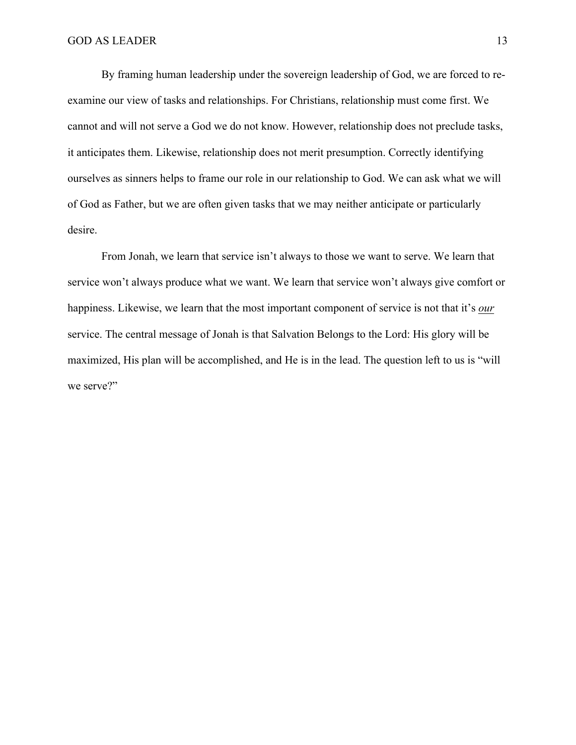By framing human leadership under the sovereign leadership of God, we are forced to re-examine our view of tasks and relationships. For Christians, relationship must come first. We cannot and will not serve a God we do not know. However, relationship does not preclude tasks, it anticipates them. Likewise, relationship does not merit presumption. Correctly identifying ourselves as sinners helps to frame our role in our relationship to God. We can ask what we will of God as Father, but we are often given tasks that we may neither anticipate or particularly desire.

From Jonah, we learn that service isn't always to those we want to serve. We learn that service won't always produce what we want. We learn that service won't always give comfort or happiness. Likewise, we learn that the most important component of service is not that it's <u>***our***</u> service. The central message of Jonah is that Salvation Belongs to the Lord: His glory will be maximized, His plan will be accomplished, and He is in the lead. The question left to us is "will we serve?"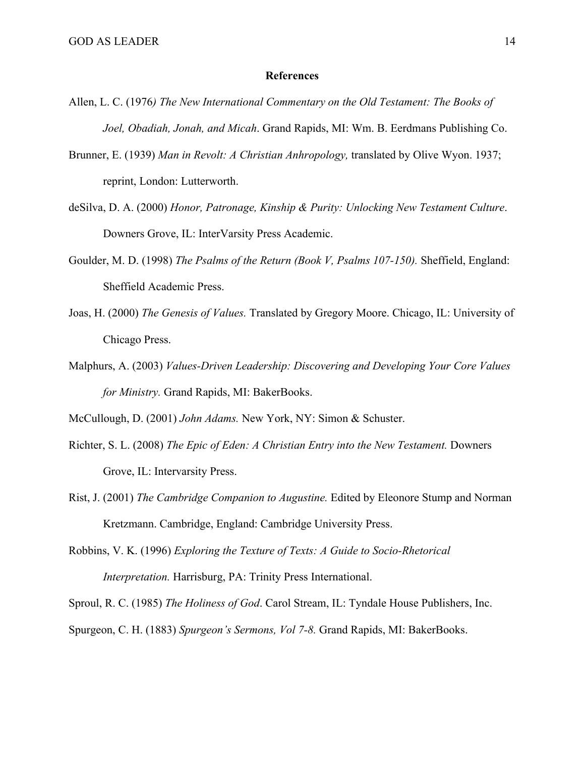**References**

Allen, L. C. (1976*) The New International Commentary on the Old Testament: The Books of Joel, Obadiah, Jonah, and Micah*. Grand Rapids, MI: Wm. B. Eerdmans Publishing Co.

Brunner, E. (1939) *Man in Revolt: A Christian Anhropology,* translated by Olive Wyon. 1937; reprint, London: Lutterworth.

deSilva, D. A. (2000) *Honor, Patronage, Kinship & Purity: Unlocking New Testament Culture*. Downers Grove, IL: InterVarsity Press Academic.

Goulder, M. D. (1998) *The Psalms of the Return (Book V, Psalms 107-150).* Sheffield, England: Sheffield Academic Press.

Joas, H. (2000) *The Genesis of Values.* Translated by Gregory Moore. Chicago, IL: University of Chicago Press.

Malphurs, A. (2003) *Values-Driven Leadership: Discovering and Developing Your Core Values for Ministry.* Grand Rapids, MI: BakerBooks.

McCullough, D. (2001) *John Adams.* New York, NY: Simon & Schuster.

Richter, S. L. (2008) *The Epic of Eden: A Christian Entry into the New Testament.* Downers Grove, IL: Intervarsity Press.

Rist, J. (2001) *The Cambridge Companion to Augustine.* Edited by Eleonore Stump and Norman Kretzmann. Cambridge, England: Cambridge University Press.

Robbins, V. K. (1996) *Exploring the Texture of Texts: A Guide to Socio-Rhetorical Interpretation.* Harrisburg, PA: Trinity Press International.

Sproul, R. C. (1985) *The Holiness of God*. Carol Stream, IL: Tyndale House Publishers, Inc.

Spurgeon, C. H. (1883) *Spurgeon's Sermons, Vol 7-8.* Grand Rapids, MI: BakerBooks.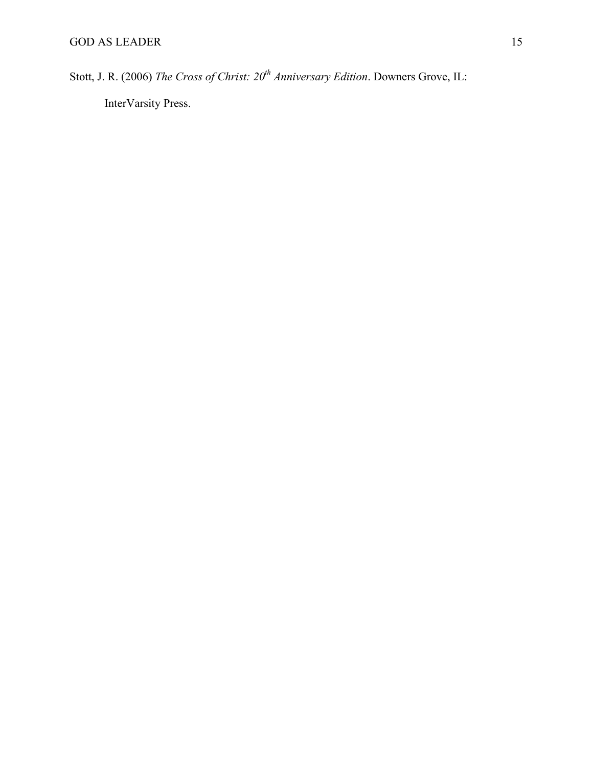Stott, J. R. (2006) *The Cross of Christ: 20th Anniversary Edition*. Downers Grove, IL: InterVarsity Press.